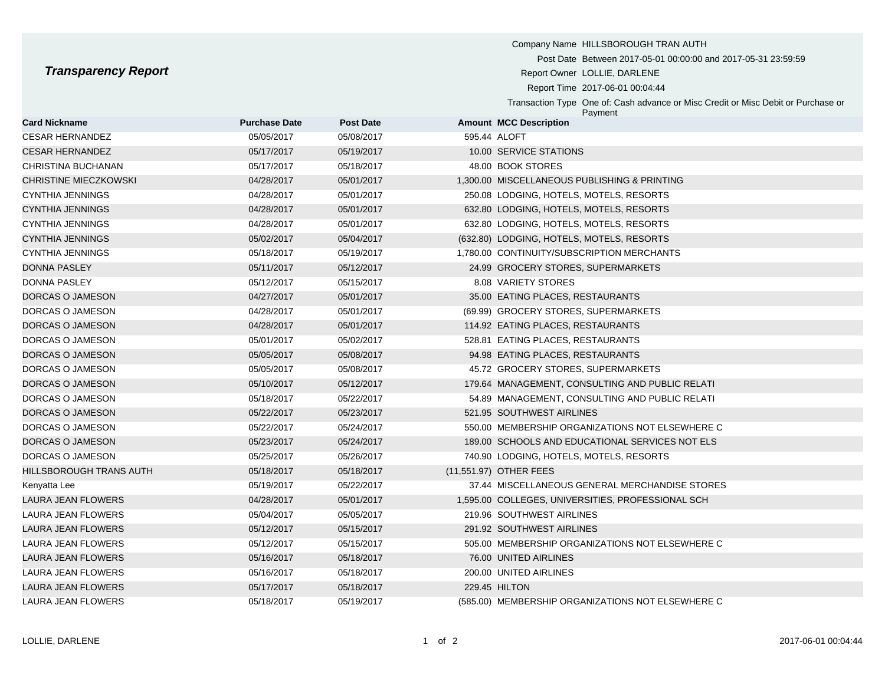# *Transparency Report*

Company Name HILLSBOROUGH TRAN AUTH

Post Date Between 2017-05-01 00:00:00 and 2017-05-31 23:59:59

Report Owner LOLLIE, DARLENE

Report Time 2017-06-01 00:04:44

Transaction Type One of: Cash advance or Misc Credit or Misc Debit or Purchase or Payment

| Card Nickname | Purchase Date | Post Date | Amount | MCC Description |
|---|---|---|---|---|
| CESAR HERNANDEZ | 05/05/2017 | 05/08/2017 | 595.44 | ALOFT |
| CESAR HERNANDEZ | 05/17/2017 | 05/19/2017 | 10.00 | SERVICE STATIONS |
| CHRISTINA BUCHANAN | 05/17/2017 | 05/18/2017 | 48.00 | BOOK STORES |
| CHRISTINE MIECZKOWSKI | 04/28/2017 | 05/01/2017 | 1,300.00 | MISCELLANEOUS PUBLISHING & PRINTING |
| CYNTHIA JENNINGS | 04/28/2017 | 05/01/2017 | 250.08 | LODGING, HOTELS, MOTELS, RESORTS |
| CYNTHIA JENNINGS | 04/28/2017 | 05/01/2017 | 632.80 | LODGING, HOTELS, MOTELS, RESORTS |
| CYNTHIA JENNINGS | 04/28/2017 | 05/01/2017 | 632.80 | LODGING, HOTELS, MOTELS, RESORTS |
| CYNTHIA JENNINGS | 05/02/2017 | 05/04/2017 | (632.80) | LODGING, HOTELS, MOTELS, RESORTS |
| CYNTHIA JENNINGS | 05/18/2017 | 05/19/2017 | 1,780.00 | CONTINUITY/SUBSCRIPTION MERCHANTS |
| DONNA PASLEY | 05/11/2017 | 05/12/2017 | 24.99 | GROCERY STORES, SUPERMARKETS |
| DONNA PASLEY | 05/12/2017 | 05/15/2017 | 8.08 | VARIETY STORES |
| DORCAS O JAMESON | 04/27/2017 | 05/01/2017 | 35.00 | EATING PLACES, RESTAURANTS |
| DORCAS O JAMESON | 04/28/2017 | 05/01/2017 | (69.99) | GROCERY STORES, SUPERMARKETS |
| DORCAS O JAMESON | 04/28/2017 | 05/01/2017 | 114.92 | EATING PLACES, RESTAURANTS |
| DORCAS O JAMESON | 05/01/2017 | 05/02/2017 | 528.81 | EATING PLACES, RESTAURANTS |
| DORCAS O JAMESON | 05/05/2017 | 05/08/2017 | 94.98 | EATING PLACES, RESTAURANTS |
| DORCAS O JAMESON | 05/05/2017 | 05/08/2017 | 45.72 | GROCERY STORES, SUPERMARKETS |
| DORCAS O JAMESON | 05/10/2017 | 05/12/2017 | 179.64 | MANAGEMENT, CONSULTING AND PUBLIC RELATI |
| DORCAS O JAMESON | 05/18/2017 | 05/22/2017 | 54.89 | MANAGEMENT, CONSULTING AND PUBLIC RELATI |
| DORCAS O JAMESON | 05/22/2017 | 05/23/2017 | 521.95 | SOUTHWEST AIRLINES |
| DORCAS O JAMESON | 05/22/2017 | 05/24/2017 | 550.00 | MEMBERSHIP ORGANIZATIONS NOT ELSEWHERE C |
| DORCAS O JAMESON | 05/23/2017 | 05/24/2017 | 189.00 | SCHOOLS AND EDUCATIONAL SERVICES NOT ELS |
| DORCAS O JAMESON | 05/25/2017 | 05/26/2017 | 740.90 | LODGING, HOTELS, MOTELS, RESORTS |
| HILLSBOROUGH TRANS AUTH | 05/18/2017 | 05/18/2017 | (11,551.97) | OTHER FEES |
| Kenyatta Lee | 05/19/2017 | 05/22/2017 | 37.44 | MISCELLANEOUS GENERAL MERCHANDISE STORES |
| LAURA JEAN FLOWERS | 04/28/2017 | 05/01/2017 | 1,595.00 | COLLEGES, UNIVERSITIES, PROFESSIONAL SCH |
| LAURA JEAN FLOWERS | 05/04/2017 | 05/05/2017 | 219.96 | SOUTHWEST AIRLINES |
| LAURA JEAN FLOWERS | 05/12/2017 | 05/15/2017 | 291.92 | SOUTHWEST AIRLINES |
| LAURA JEAN FLOWERS | 05/12/2017 | 05/15/2017 | 505.00 | MEMBERSHIP ORGANIZATIONS NOT ELSEWHERE C |
| LAURA JEAN FLOWERS | 05/16/2017 | 05/18/2017 | 76.00 | UNITED AIRLINES |
| LAURA JEAN FLOWERS | 05/16/2017 | 05/18/2017 | 200.00 | UNITED AIRLINES |
| LAURA JEAN FLOWERS | 05/17/2017 | 05/18/2017 | 229.45 | HILTON |
| LAURA JEAN FLOWERS | 05/18/2017 | 05/19/2017 | (585.00) | MEMBERSHIP ORGANIZATIONS NOT ELSEWHERE C |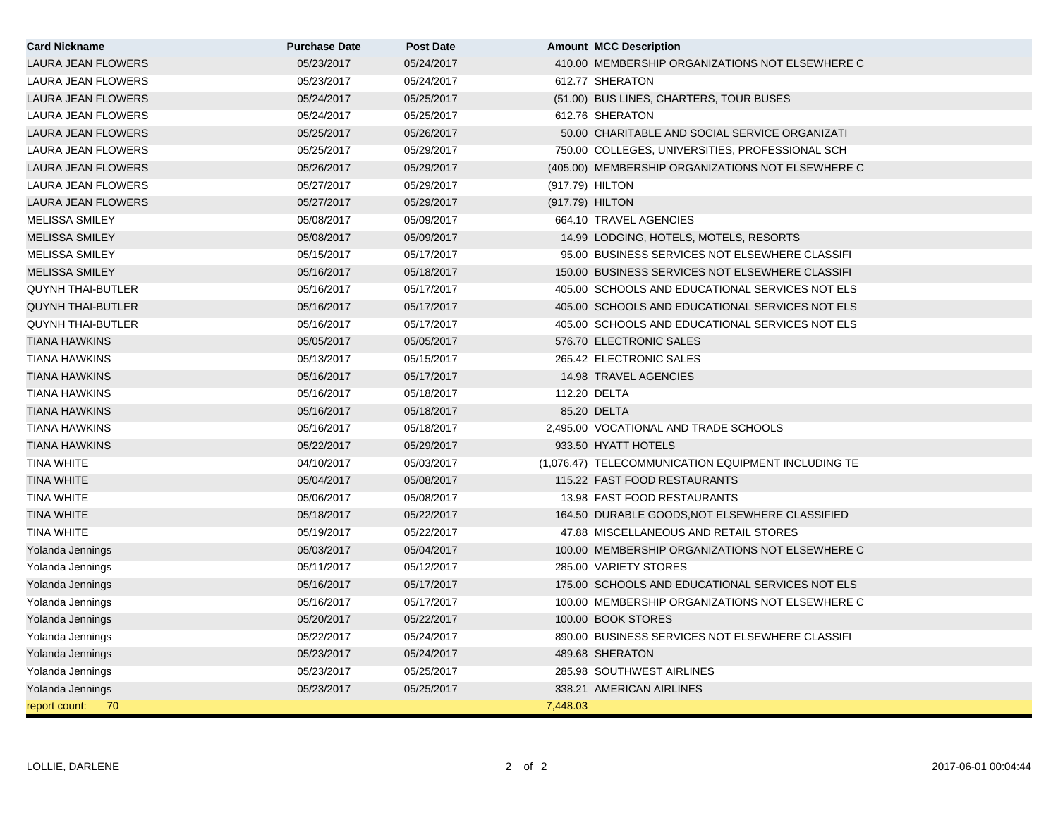| Card Nickname | Purchase Date | Post Date | Amount | MCC Description |
|---|---|---|---|---|
| LAURA JEAN FLOWERS | 05/23/2017 | 05/24/2017 | 410.00 | MEMBERSHIP ORGANIZATIONS NOT ELSEWHERE C |
| LAURA JEAN FLOWERS | 05/23/2017 | 05/24/2017 | 612.77 | SHERATON |
| LAURA JEAN FLOWERS | 05/24/2017 | 05/25/2017 | (51.00) | BUS LINES, CHARTERS, TOUR BUSES |
| LAURA JEAN FLOWERS | 05/24/2017 | 05/25/2017 | 612.76 | SHERATON |
| LAURA JEAN FLOWERS | 05/25/2017 | 05/26/2017 | 50.00 | CHARITABLE AND SOCIAL SERVICE ORGANIZATI |
| LAURA JEAN FLOWERS | 05/25/2017 | 05/29/2017 | 750.00 | COLLEGES, UNIVERSITIES, PROFESSIONAL SCH |
| LAURA JEAN FLOWERS | 05/26/2017 | 05/29/2017 | (405.00) | MEMBERSHIP ORGANIZATIONS NOT ELSEWHERE C |
| LAURA JEAN FLOWERS | 05/27/2017 | 05/29/2017 | (917.79) | HILTON |
| LAURA JEAN FLOWERS | 05/27/2017 | 05/29/2017 | (917.79) | HILTON |
| MELISSA SMILEY | 05/08/2017 | 05/09/2017 | 664.10 | TRAVEL AGENCIES |
| MELISSA SMILEY | 05/08/2017 | 05/09/2017 | 14.99 | LODGING, HOTELS, MOTELS, RESORTS |
| MELISSA SMILEY | 05/15/2017 | 05/17/2017 | 95.00 | BUSINESS SERVICES NOT ELSEWHERE CLASSIFI |
| MELISSA SMILEY | 05/16/2017 | 05/18/2017 | 150.00 | BUSINESS SERVICES NOT ELSEWHERE CLASSIFI |
| QUYNH THAI-BUTLER | 05/16/2017 | 05/17/2017 | 405.00 | SCHOOLS AND EDUCATIONAL SERVICES NOT ELS |
| QUYNH THAI-BUTLER | 05/16/2017 | 05/17/2017 | 405.00 | SCHOOLS AND EDUCATIONAL SERVICES NOT ELS |
| QUYNH THAI-BUTLER | 05/16/2017 | 05/17/2017 | 405.00 | SCHOOLS AND EDUCATIONAL SERVICES NOT ELS |
| TIANA HAWKINS | 05/05/2017 | 05/05/2017 | 576.70 | ELECTRONIC SALES |
| TIANA HAWKINS | 05/13/2017 | 05/15/2017 | 265.42 | ELECTRONIC SALES |
| TIANA HAWKINS | 05/16/2017 | 05/17/2017 | 14.98 | TRAVEL AGENCIES |
| TIANA HAWKINS | 05/16/2017 | 05/18/2017 | 112.20 | DELTA |
| TIANA HAWKINS | 05/16/2017 | 05/18/2017 | 85.20 | DELTA |
| TIANA HAWKINS | 05/16/2017 | 05/18/2017 | 2,495.00 | VOCATIONAL AND TRADE SCHOOLS |
| TIANA HAWKINS | 05/22/2017 | 05/29/2017 | 933.50 | HYATT HOTELS |
| TINA WHITE | 04/10/2017 | 05/03/2017 | (1,076.47) | TELECOMMUNICATION EQUIPMENT INCLUDING TE |
| TINA WHITE | 05/04/2017 | 05/08/2017 | 115.22 | FAST FOOD RESTAURANTS |
| TINA WHITE | 05/06/2017 | 05/08/2017 | 13.98 | FAST FOOD RESTAURANTS |
| TINA WHITE | 05/18/2017 | 05/22/2017 | 164.50 | DURABLE GOODS,NOT ELSEWHERE CLASSIFIED |
| TINA WHITE | 05/19/2017 | 05/22/2017 | 47.88 | MISCELLANEOUS AND RETAIL STORES |
| Yolanda Jennings | 05/03/2017 | 05/04/2017 | 100.00 | MEMBERSHIP ORGANIZATIONS NOT ELSEWHERE C |
| Yolanda Jennings | 05/11/2017 | 05/12/2017 | 285.00 | VARIETY STORES |
| Yolanda Jennings | 05/16/2017 | 05/17/2017 | 175.00 | SCHOOLS AND EDUCATIONAL SERVICES NOT ELS |
| Yolanda Jennings | 05/16/2017 | 05/17/2017 | 100.00 | MEMBERSHIP ORGANIZATIONS NOT ELSEWHERE C |
| Yolanda Jennings | 05/20/2017 | 05/22/2017 | 100.00 | BOOK STORES |
| Yolanda Jennings | 05/22/2017 | 05/24/2017 | 890.00 | BUSINESS SERVICES NOT ELSEWHERE CLASSIFI |
| Yolanda Jennings | 05/23/2017 | 05/24/2017 | 489.68 | SHERATON |
| Yolanda Jennings | 05/23/2017 | 05/25/2017 | 285.98 | SOUTHWEST AIRLINES |
| Yolanda Jennings | 05/23/2017 | 05/25/2017 | 338.21 | AMERICAN AIRLINES |
| report count: 70 | | | 7,448.03 | |

LOLLIE, DARLENE

2017-06-01 00:04:44